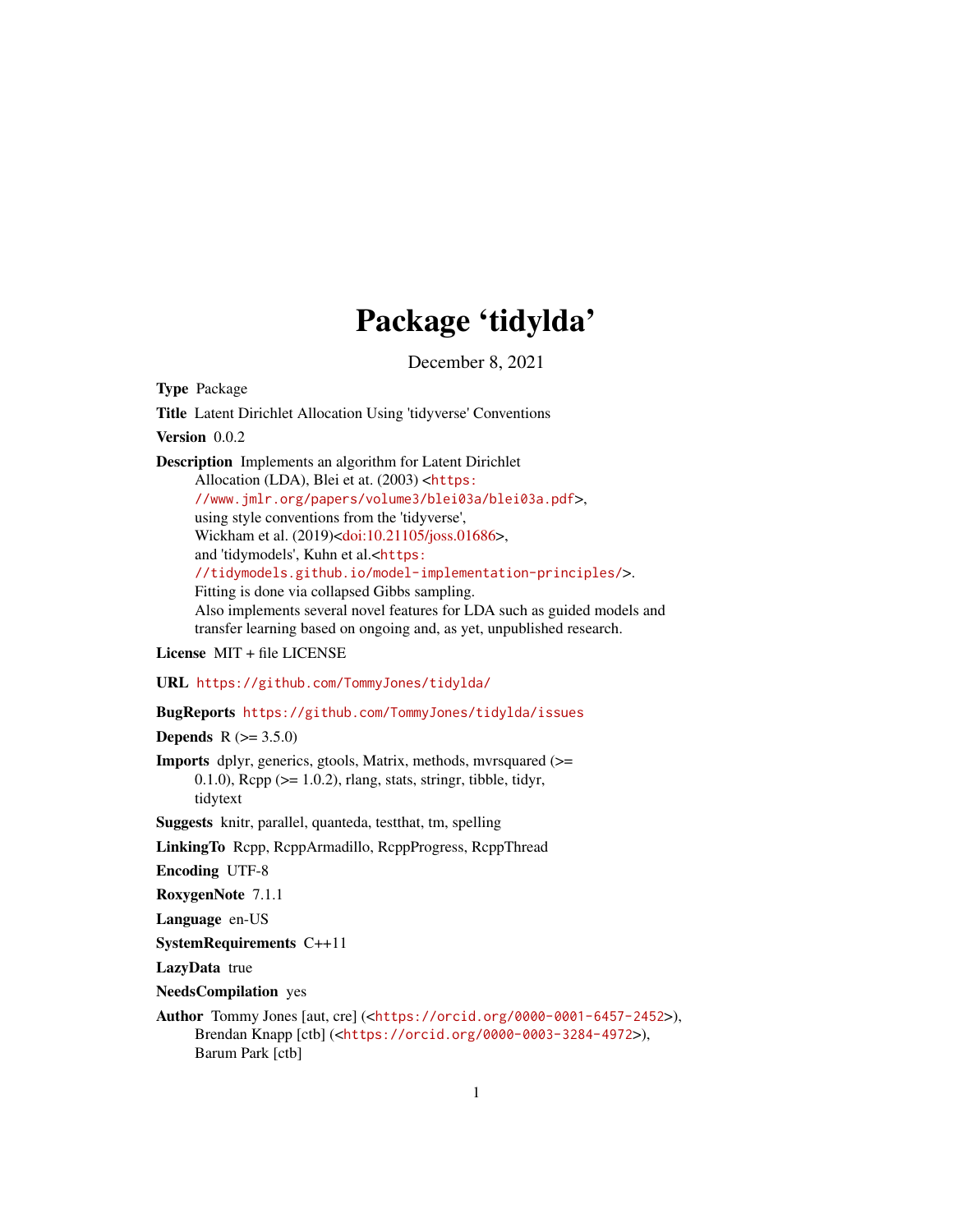# Package 'tidylda'

December 8, 2021

**Type** Package

**Title** Latent Dirichlet Allocation Using 'tidyverse' Conventions

**Version** 0.0.2

**Description** Implements an algorithm for Latent Dirichlet Allocation (LDA), Blei et at. (2003) <https://www.jmlr.org/papers/volume3/blei03a/blei03a.pdf>, using style conventions from the 'tidyverse', Wickham et al. (2019)<doi:10.21105/joss.01686>, and 'tidymodels', Kuhn et al.<https://tidymodels.github.io/model-implementation-principles/>. Fitting is done via collapsed Gibbs sampling. Also implements several novel features for LDA such as guided models and transfer learning based on ongoing and, as yet, unpublished research.

**License** MIT + file LICENSE

**URL** https://github.com/TommyJones/tidylda/

**BugReports** https://github.com/TommyJones/tidylda/issues

**Depends** R (>= 3.5.0)

**Imports** dplyr, generics, gtools, Matrix, methods, mvrsquared (>= 0.1.0), Rcpp (>= 1.0.2), rlang, stats, stringr, tibble, tidyr, tidytext

**Suggests** knitr, parallel, quanteda, testthat, tm, spelling

**LinkingTo** Rcpp, RcppArmadillo, RcppProgress, RcppThread

**Encoding** UTF-8

**RoxygenNote** 7.1.1

**Language** en-US

**SystemRequirements** C++11

**LazyData** true

**NeedsCompilation** yes

**Author** Tommy Jones [aut, cre] (<https://orcid.org/0000-0001-6457-2452>), Brendan Knapp [ctb] (<https://orcid.org/0000-0003-3284-4972>), Barum Park [ctb]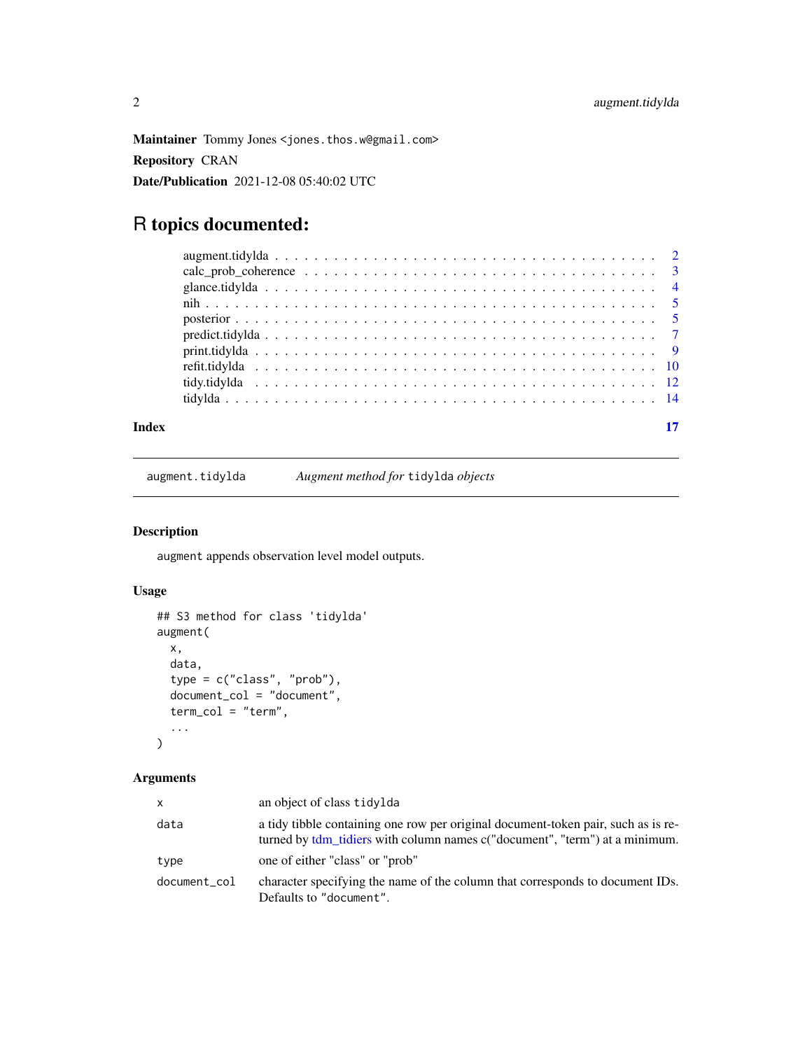**Maintainer** Tommy Jones <jones.thos.w@gmail.com>

**Repository** CRAN

**Date/Publication** 2021-12-08 05:40:02 UTC

# R topics documented:

| | |
|---|---|
| augment.tidylda | 2 |
| calc_prob_coherence | 3 |
| glance.tidylda | 4 |
| nih | 5 |
| posterior | 5 |
| predict.tidylda | 7 |
| print.tidylda | 9 |
| refit.tidylda | 10 |
| tidy.tidylda | 12 |
| tidylda | 14 |
| **Index** | **17** |

---

`augment.tidylda` *Augment method for* `tidylda` *objects*

---

## Description

`augment` appends observation level model outputs.

## Usage

```
## S3 method for class 'tidylda'
augment(
  x,
  data,
  type = c("class", "prob"),
  document_col = "document",
  term_col = "term",
  ...
)
```

## Arguments

| | |
|---|---|
| `x` | an object of class `tidylda` |
| `data` | a tidy tibble containing one row per original document-token pair, such as is returned by tdm_tidiers with column names c("document", "term") at a minimum. |
| `type` | one of either "class" or "prob" |
| `document_col` | character specifying the name of the column that corresponds to document IDs. Defaults to `"document"`. |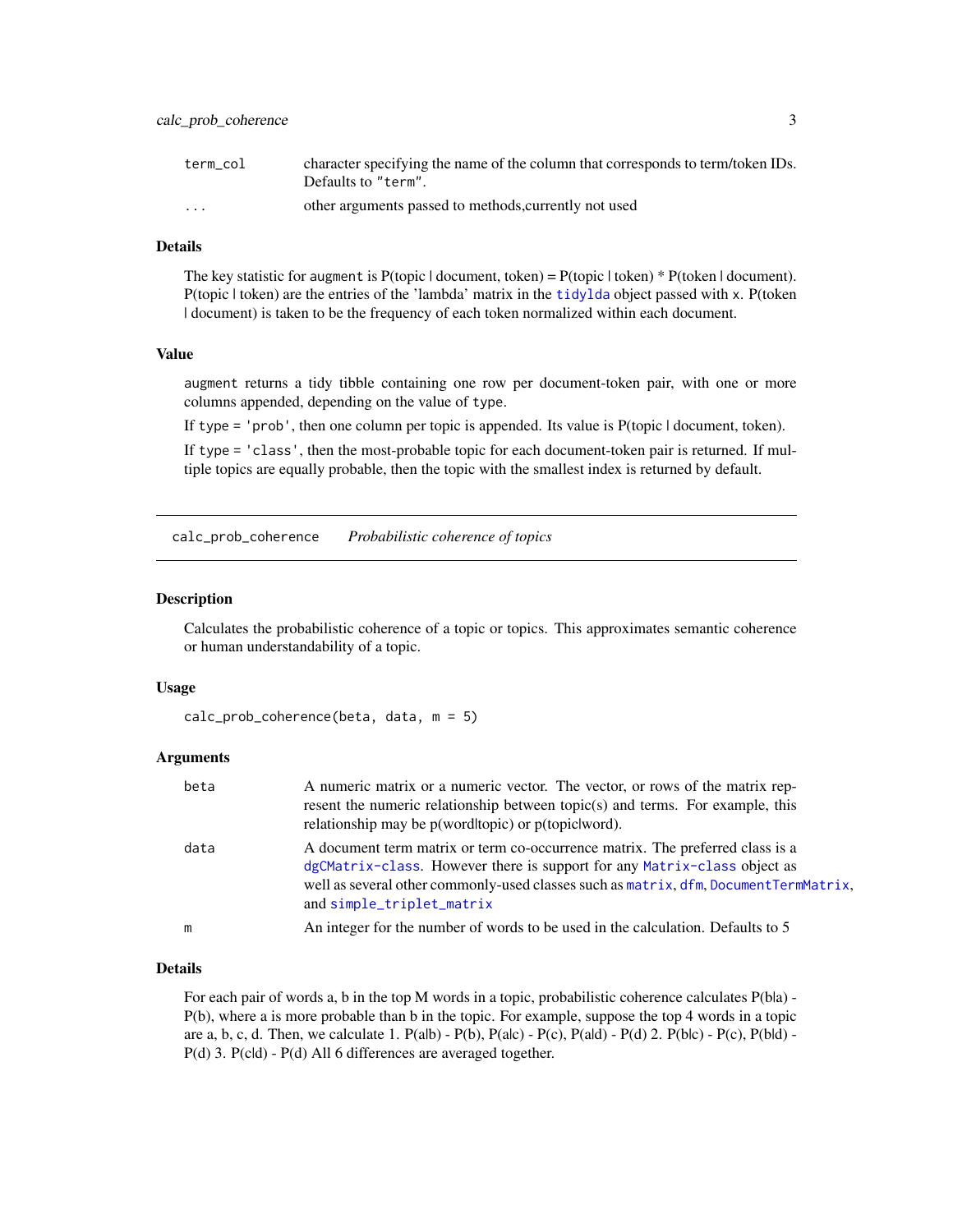| | |
|---|---|
| `term_col` | character specifying the name of the column that corresponds to term/token IDs. Defaults to `"term"`. |
| `...` | other arguments passed to methods,currently not used |

### Details

The key statistic for `augment` is P(topic | document, token) = P(topic | token) * P(token | document). P(topic | token) are the entries of the 'lambda' matrix in the `tidylda` object passed with `x`. P(token | document) is taken to be the frequency of each token normalized within each document.

### Value

`augment` returns a tidy tibble containing one row per document-token pair, with one or more columns appended, depending on the value of `type`.

If `type = 'prob'`, then one column per topic is appended. Its value is P(topic | document, token).

If `type = 'class'`, then the most-probable topic for each document-token pair is returned. If multiple topics are equally probable, then the topic with the smallest index is returned by default.

---

## `calc_prob_coherence` *Probabilistic coherence of topics*

### Description

Calculates the probabilistic coherence of a topic or topics. This approximates semantic coherence or human understandability of a topic.

### Usage

```
calc_prob_coherence(beta, data, m = 5)
```

### Arguments

| | |
|---|---|
| `beta` | A numeric matrix or a numeric vector. The vector, or rows of the matrix represent the numeric relationship between topic(s) and terms. For example, this relationship may be p(word\|topic) or p(topic\|word). |
| `data` | A document term matrix or term co-occurrence matrix. The preferred class is a `dgCMatrix-class`. However there is support for any `Matrix-class` object as well as several other commonly-used classes such as `matrix`, `dfm`, `DocumentTermMatrix`, and `simple_triplet_matrix` |
| `m` | An integer for the number of words to be used in the calculation. Defaults to 5 |

### Details

For each pair of words a, b in the top M words in a topic, probabilistic coherence calculates P(b|a) - P(b), where a is more probable than b in the topic. For example, suppose the top 4 words in a topic are a, b, c, d. Then, we calculate 1. P(a|b) - P(b), P(a|c) - P(c), P(a|d) - P(d) 2. P(b|c) - P(c), P(b|d) - P(d) 3. P(c|d) - P(d) All 6 differences are averaged together.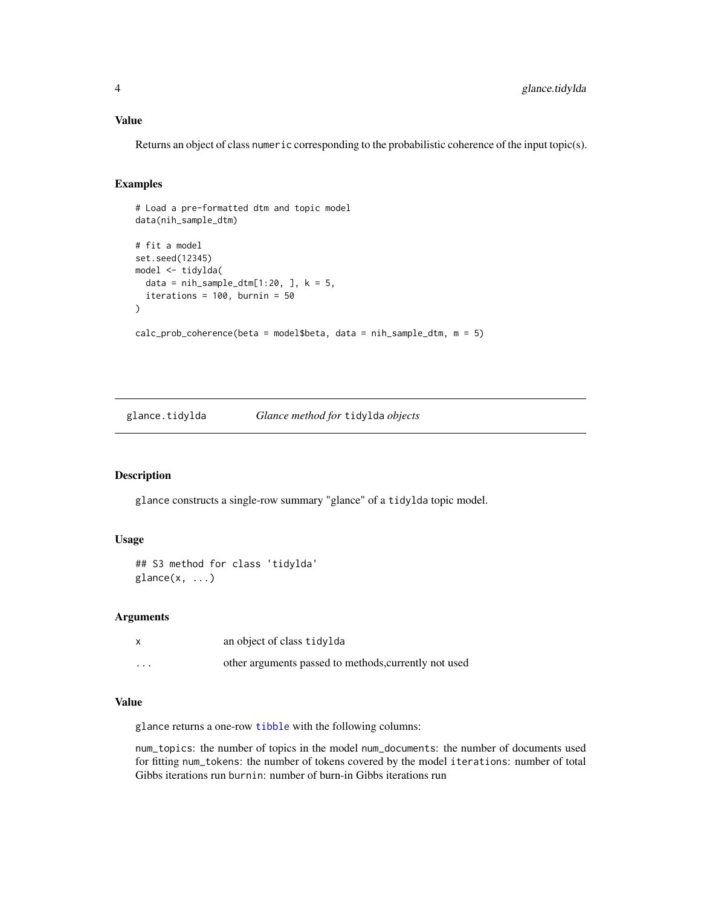### Value

Returns an object of class numeric corresponding to the probabilistic coherence of the input topic(s).

### Examples

```
# Load a pre-formatted dtm and topic model
data(nih_sample_dtm)

# fit a model
set.seed(12345)
model <- tidylda(
  data = nih_sample_dtm[1:20, ], k = 5,
  iterations = 100, burnin = 50
)

calc_prob_coherence(beta = model$beta, data = nih_sample_dtm, m = 5)
```

---

## glance.tidylda *Glance method for* tidylda *objects*

### Description

glance constructs a single-row summary "glance" of a tidylda topic model.

### Usage

```
## S3 method for class 'tidylda'
glance(x, ...)
```

### Arguments

| | |
|---|---|
| x | an object of class tidylda |
| ... | other arguments passed to methods,currently not used |

### Value

glance returns a one-row tibble with the following columns:

num_topics: the number of topics in the model num_documents: the number of documents used for fitting num_tokens: the number of tokens covered by the model iterations: number of total Gibbs iterations run burnin: number of burn-in Gibbs iterations run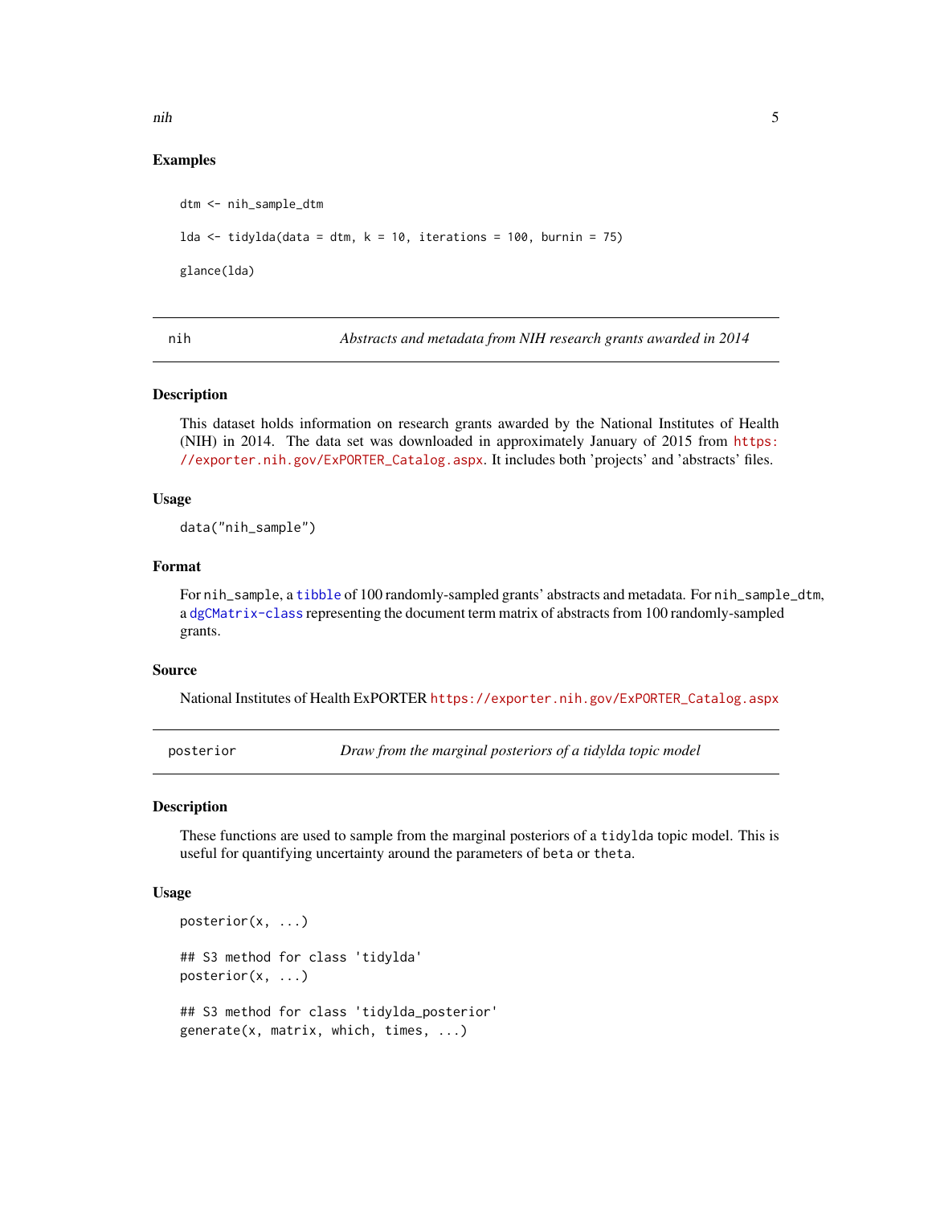### Examples

```
dtm <- nih_sample_dtm

lda <- tidylda(data = dtm, k = 10, iterations = 100, burnin = 75)

glance(lda)
```

---

## nih — *Abstracts and metadata from NIH research grants awarded in 2014*

### Description

This dataset holds information on research grants awarded by the National Institutes of Health (NIH) in 2014. The data set was downloaded in approximately January of 2015 from https://exporter.nih.gov/ExPORTER_Catalog.aspx. It includes both 'projects' and 'abstracts' files.

### Usage

```
data("nih_sample")
```

### Format

For `nih_sample`, a `tibble` of 100 randomly-sampled grants' abstracts and metadata. For `nih_sample_dtm`, a `dgCMatrix-class` representing the document term matrix of abstracts from 100 randomly-sampled grants.

### Source

National Institutes of Health ExPORTER https://exporter.nih.gov/ExPORTER_Catalog.aspx

---

## posterior — *Draw from the marginal posteriors of a tidylda topic model*

### Description

These functions are used to sample from the marginal posteriors of a `tidylda` topic model. This is useful for quantifying uncertainty around the parameters of `beta` or `theta`.

### Usage

```
posterior(x, ...)

## S3 method for class 'tidylda'
posterior(x, ...)

## S3 method for class 'tidylda_posterior'
generate(x, matrix, which, times, ...)
```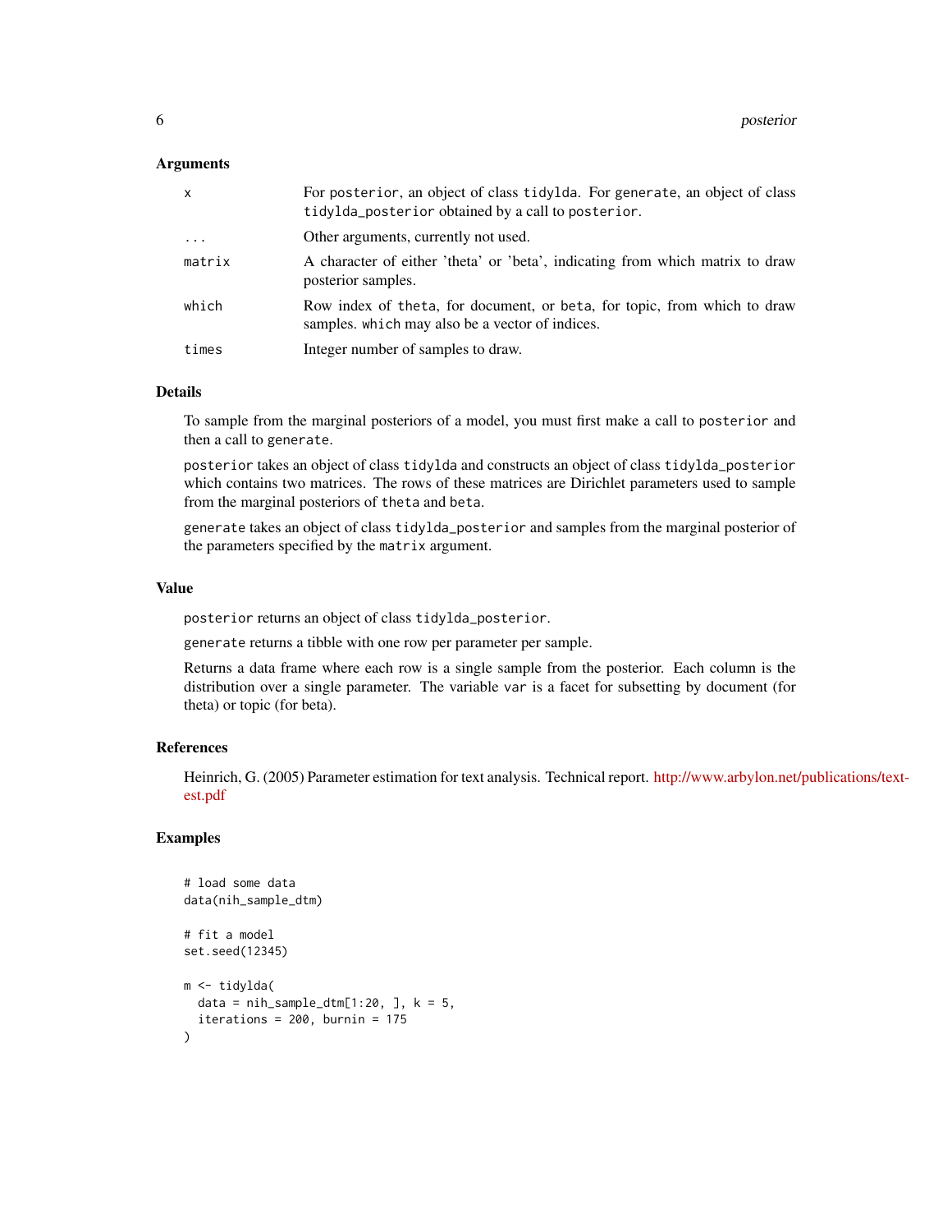### Arguments

| | |
|---|---|
| `x` | For `posterior`, an object of class `tidylda`. For `generate`, an object of class `tidylda_posterior` obtained by a call to `posterior`. |
| `...` | Other arguments, currently not used. |
| `matrix` | A character of either 'theta' or 'beta', indicating from which matrix to draw posterior samples. |
| `which` | Row index of `theta`, for document, or `beta`, for topic, from which to draw samples. `which` may also be a vector of indices. |
| `times` | Integer number of samples to draw. |

### Details

To sample from the marginal posteriors of a model, you must first make a call to `posterior` and then a call to `generate`.

`posterior` takes an object of class `tidylda` and constructs an object of class `tidylda_posterior` which contains two matrices. The rows of these matrices are Dirichlet parameters used to sample from the marginal posteriors of `theta` and `beta`.

`generate` takes an object of class `tidylda_posterior` and samples from the marginal posterior of the parameters specified by the `matrix` argument.

### Value

`posterior` returns an object of class `tidylda_posterior`.

`generate` returns a tibble with one row per parameter per sample.

Returns a data frame where each row is a single sample from the posterior. Each column is the distribution over a single parameter. The variable `var` is a facet for subsetting by document (for theta) or topic (for beta).

### References

Heinrich, G. (2005) Parameter estimation for text analysis. Technical report. http://www.arbylon.net/publications/text-est.pdf

### Examples

```
# load some data
data(nih_sample_dtm)

# fit a model
set.seed(12345)

m <- tidylda(
  data = nih_sample_dtm[1:20, ], k = 5,
  iterations = 200, burnin = 175
)
```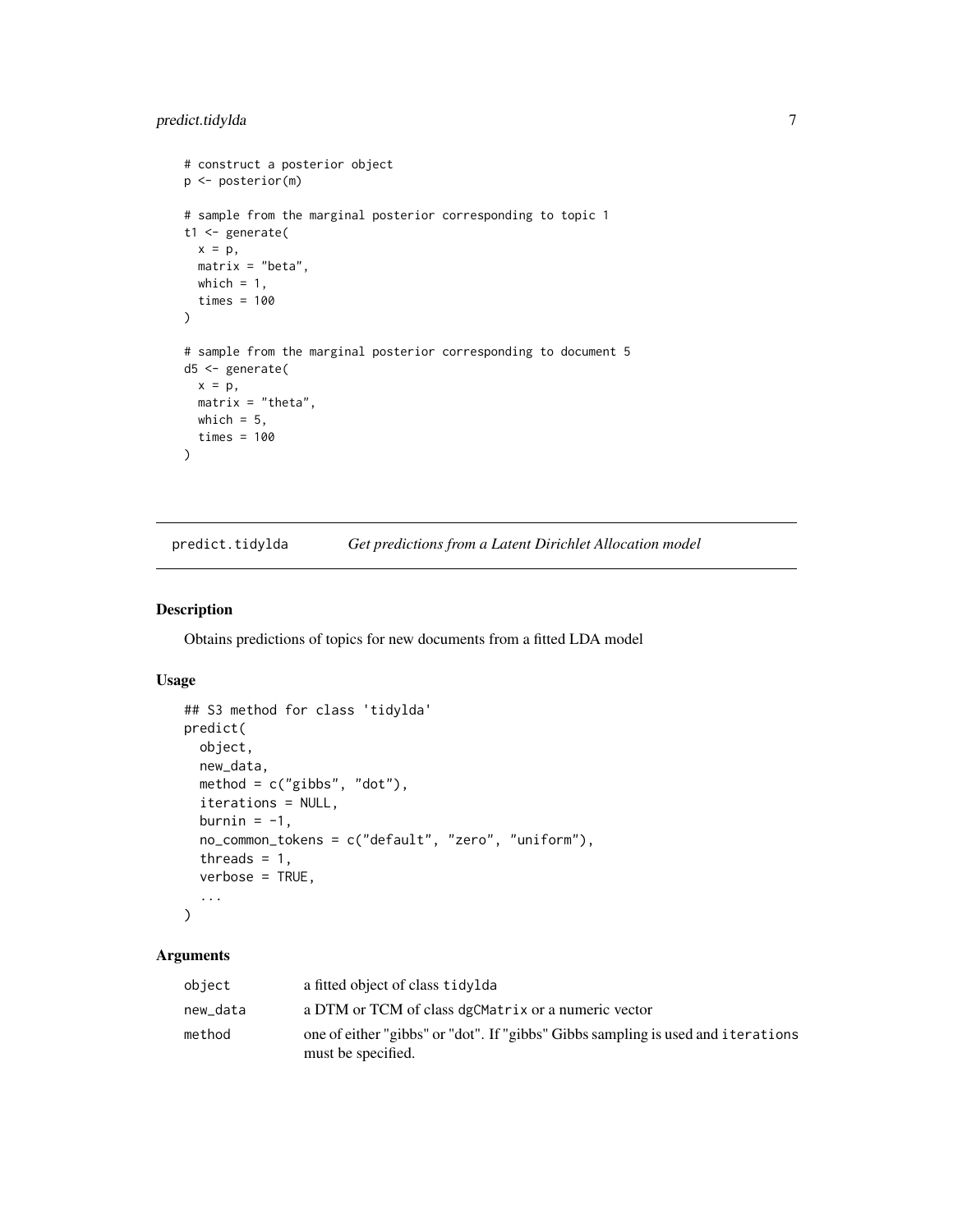```
# construct a posterior object
p <- posterior(m)

# sample from the marginal posterior corresponding to topic 1
t1 <- generate(
  x = p,
  matrix = "beta",
  which = 1,
  times = 100
)

# sample from the marginal posterior corresponding to document 5
d5 <- generate(
  x = p,
  matrix = "theta",
  which = 5,
  times = 100
)
```

## predict.tidylda — *Get predictions from a Latent Dirichlet Allocation model*

### Description

Obtains predictions of topics for new documents from a fitted LDA model

### Usage

```
## S3 method for class 'tidylda'
predict(
  object,
  new_data,
  method = c("gibbs", "dot"),
  iterations = NULL,
  burnin = -1,
  no_common_tokens = c("default", "zero", "uniform"),
  threads = 1,
  verbose = TRUE,
  ...
)
```

### Arguments

| | |
|---|---|
| `object` | a fitted object of class `tidylda` |
| `new_data` | a DTM or TCM of class `dgCMatrix` or a numeric vector |
| `method` | one of either "gibbs" or "dot". If "gibbs" Gibbs sampling is used and `iterations` must be specified. |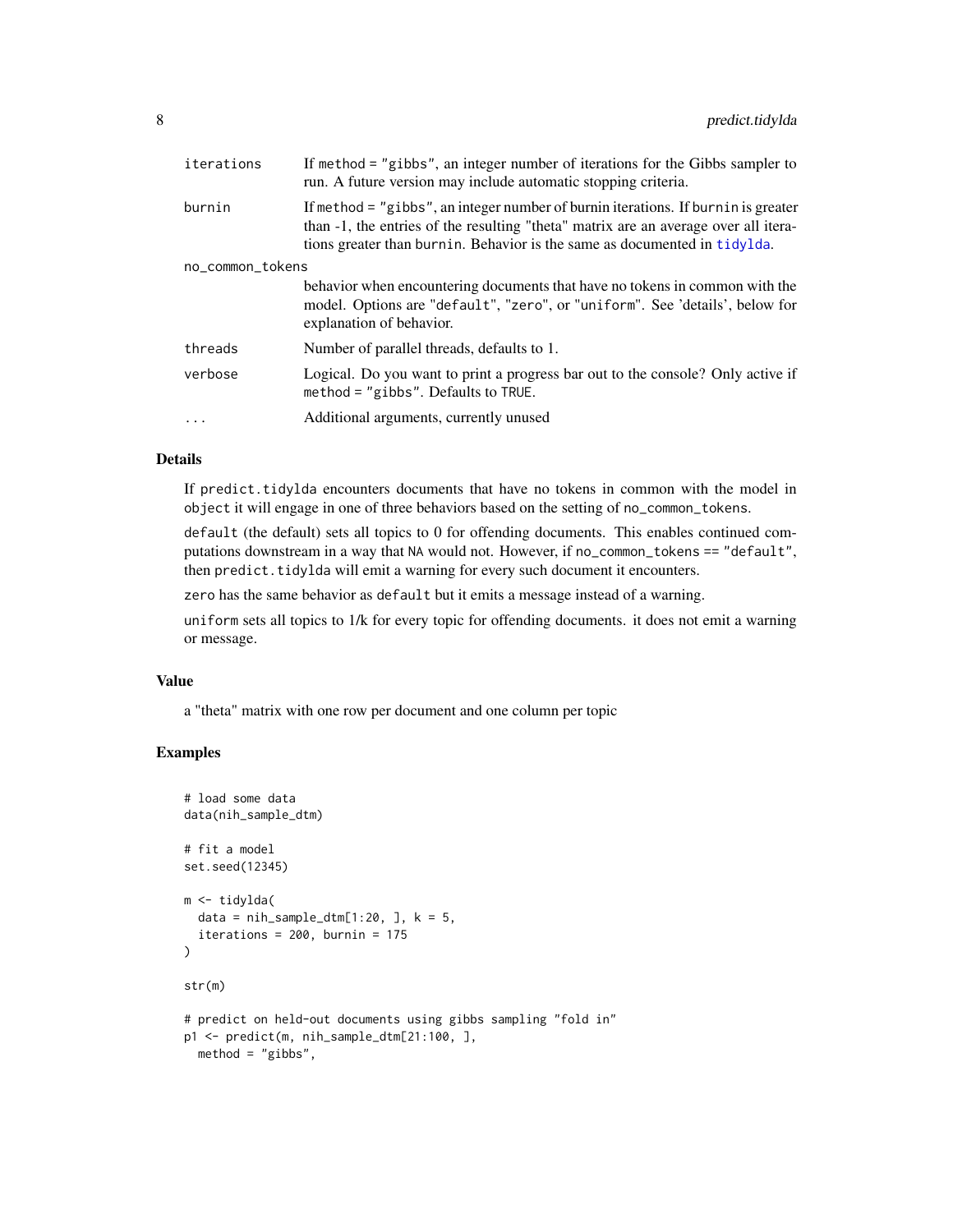| | |
|---|---|
| `iterations` | If `method = "gibbs"`, an integer number of iterations for the Gibbs sampler to run. A future version may include automatic stopping criteria. |
| `burnin` | If `method = "gibbs"`, an integer number of burnin iterations. If `burnin` is greater than -1, the entries of the resulting "theta" matrix are an average over all iterations greater than `burnin`. Behavior is the same as documented in `tidylda`. |
| `no_common_tokens` | behavior when encountering documents that have no tokens in common with the model. Options are "`default`", "`zero`", or "`uniform`". See 'details', below for explanation of behavior. |
| `threads` | Number of parallel threads, defaults to 1. |
| `verbose` | Logical. Do you want to print a progress bar out to the console? Only active if `method = "gibbs"`. Defaults to `TRUE`. |
| `...` | Additional arguments, currently unused |

## Details

If `predict.tidylda` encounters documents that have no tokens in common with the model in `object` it will engage in one of three behaviors based on the setting of `no_common_tokens`.

`default` (the default) sets all topics to 0 for offending documents. This enables continued computations downstream in a way that `NA` would not. However, if `no_common_tokens == "default"`, then `predict.tidylda` will emit a warning for every such document it encounters.

`zero` has the same behavior as `default` but it emits a message instead of a warning.

`uniform` sets all topics to 1/k for every topic for offending documents. it does not emit a warning or message.

## Value

a "theta" matrix with one row per document and one column per topic

## Examples

```
# load some data
data(nih_sample_dtm)

# fit a model
set.seed(12345)

m <- tidylda(
  data = nih_sample_dtm[1:20, ], k = 5,
  iterations = 200, burnin = 175
)

str(m)

# predict on held-out documents using gibbs sampling "fold in"
p1 <- predict(m, nih_sample_dtm[21:100, ],
  method = "gibbs",
```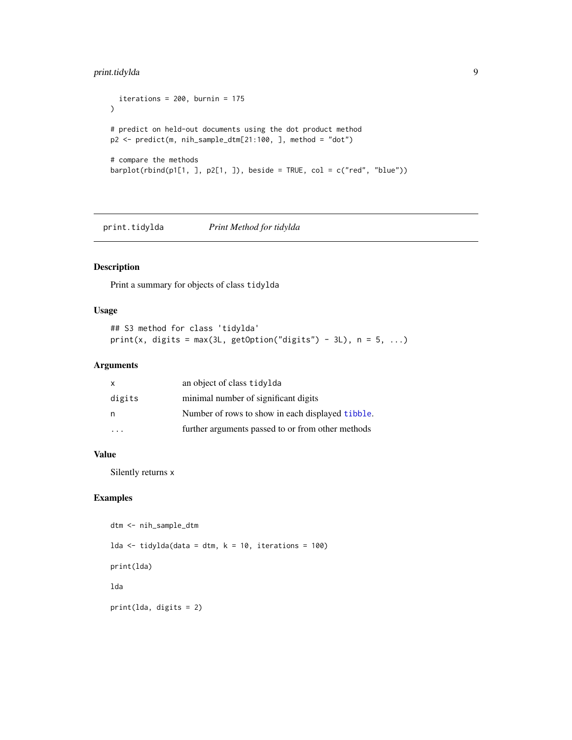```
  iterations = 200, burnin = 175
)

# predict on held-out documents using the dot product method
p2 <- predict(m, nih_sample_dtm[21:100, ], method = "dot")

# compare the methods
barplot(rbind(p1[1, ], p2[1, ]), beside = TRUE, col = c("red", "blue"))
```

## print.tidylda *Print Method for tidylda*

### Description

Print a summary for objects of class `tidylda`

### Usage

```
## S3 method for class 'tidylda'
print(x, digits = max(3L, getOption("digits") - 3L), n = 5, ...)
```

### Arguments

| | |
|---|---|
| `x` | an object of class `tidylda` |
| `digits` | minimal number of significant digits |
| `n` | Number of rows to show in each displayed `tibble`. |
| `...` | further arguments passed to or from other methods |

### Value

Silently returns `x`

### Examples

```
dtm <- nih_sample_dtm

lda <- tidylda(data = dtm, k = 10, iterations = 100)

print(lda)

lda

print(lda, digits = 2)
```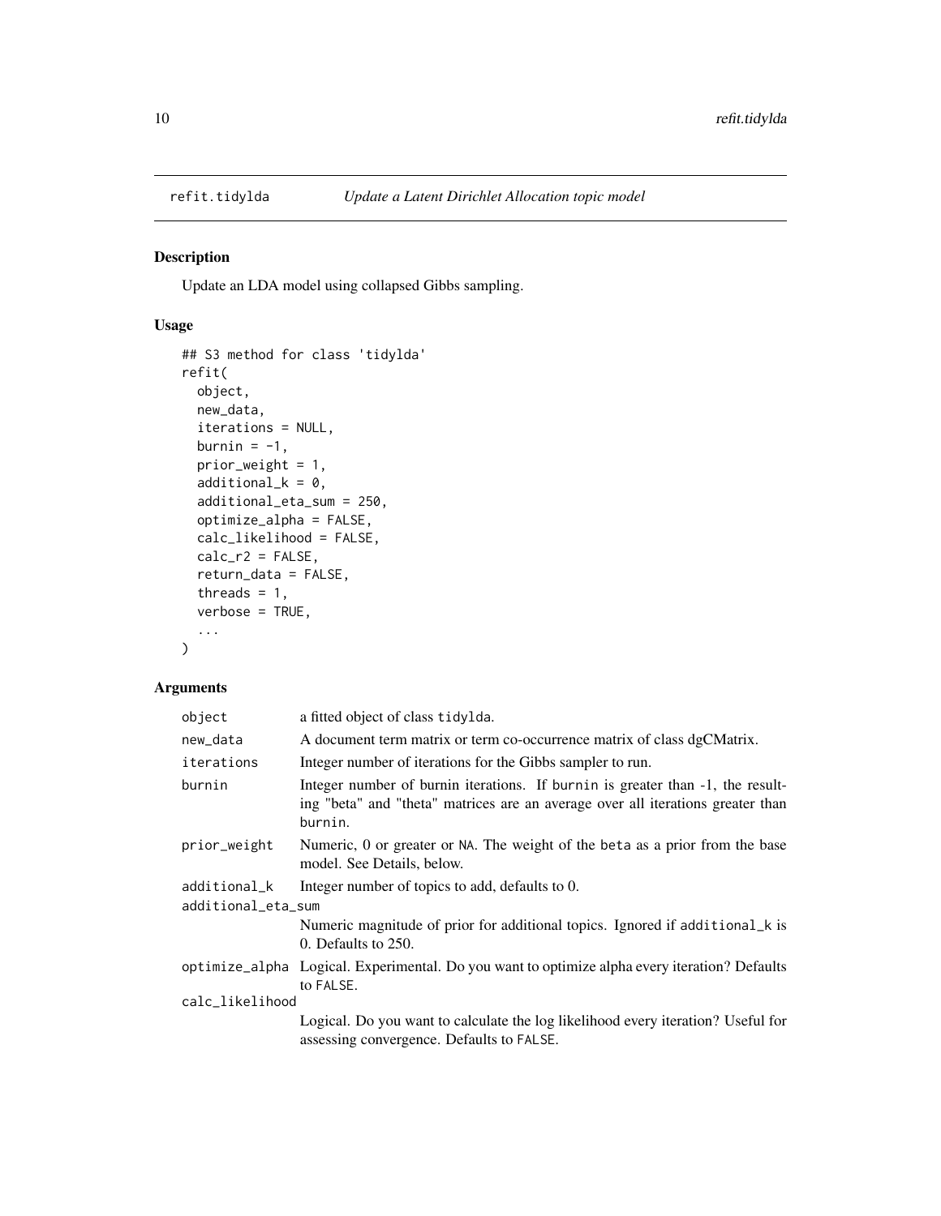## refit.tidylda *Update a Latent Dirichlet Allocation topic model*

### Description

Update an LDA model using collapsed Gibbs sampling.

### Usage

```
## S3 method for class 'tidylda'
refit(
  object,
  new_data,
  iterations = NULL,
  burnin = -1,
  prior_weight = 1,
  additional_k = 0,
  additional_eta_sum = 250,
  optimize_alpha = FALSE,
  calc_likelihood = FALSE,
  calc_r2 = FALSE,
  return_data = FALSE,
  threads = 1,
  verbose = TRUE,
  ...
)
```

### Arguments

| | |
|---|---|
| `object` | a fitted object of class `tidylda`. |
| `new_data` | A document term matrix or term co-occurrence matrix of class dgCMatrix. |
| `iterations` | Integer number of iterations for the Gibbs sampler to run. |
| `burnin` | Integer number of burnin iterations. If `burnin` is greater than -1, the resulting "beta" and "theta" matrices are an average over all iterations greater than `burnin`. |
| `prior_weight` | Numeric, 0 or greater or `NA`. The weight of the `beta` as a prior from the base model. See Details, below. |
| `additional_k` | Integer number of topics to add, defaults to 0. |
| `additional_eta_sum` | Numeric magnitude of prior for additional topics. Ignored if `additional_k` is 0. Defaults to 250. |
| `optimize_alpha` | Logical. Experimental. Do you want to optimize alpha every iteration? Defaults to `FALSE`. |
| `calc_likelihood` | Logical. Do you want to calculate the log likelihood every iteration? Useful for assessing convergence. Defaults to `FALSE`. |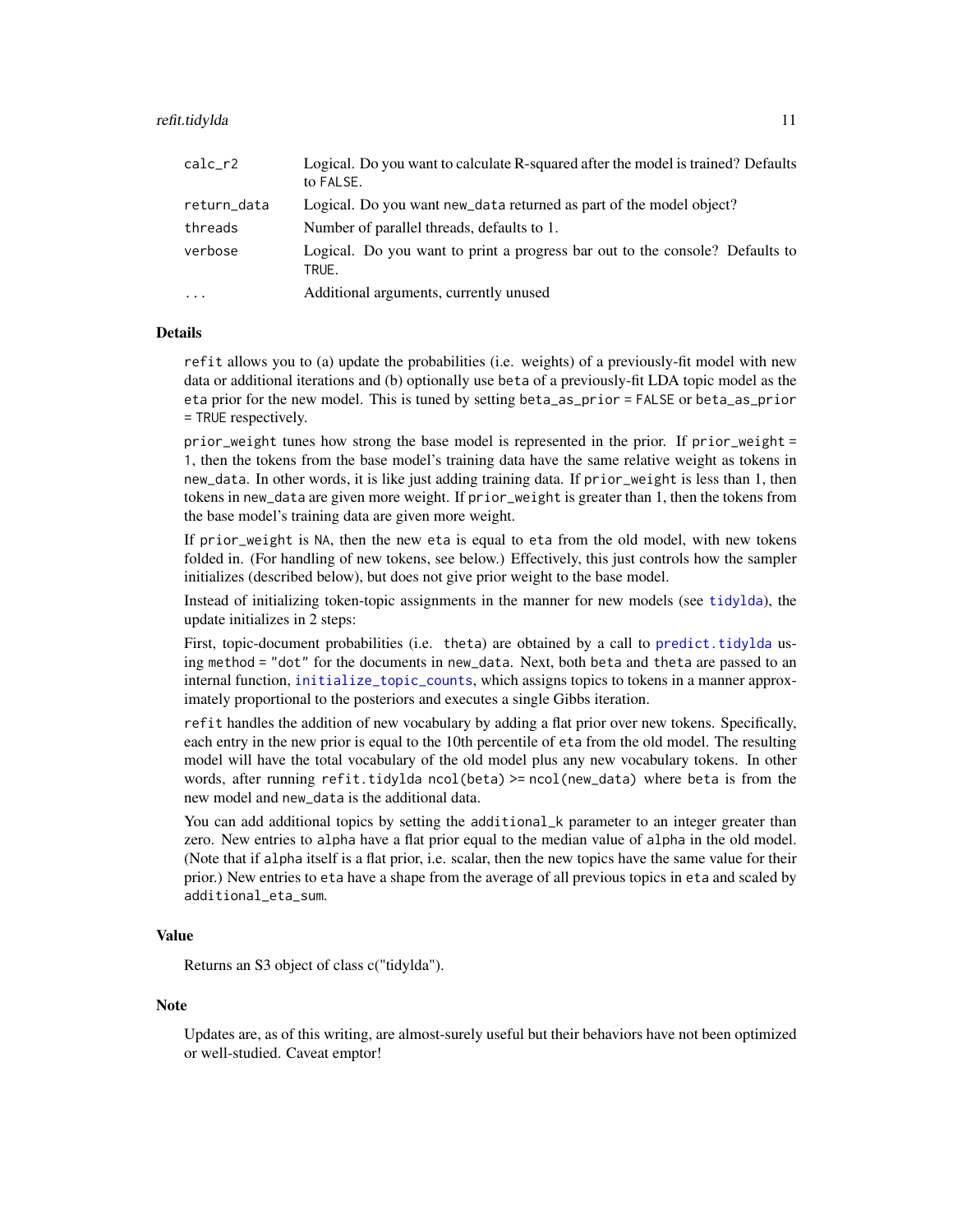| | |
|---|---|
| `calc_r2` | Logical. Do you want to calculate R-squared after the model is trained? Defaults to `FALSE`. |
| `return_data` | Logical. Do you want `new_data` returned as part of the model object? |
| `threads` | Number of parallel threads, defaults to 1. |
| `verbose` | Logical. Do you want to print a progress bar out to the console? Defaults to `TRUE`. |
| `...` | Additional arguments, currently unused |

## Details

`refit` allows you to (a) update the probabilities (i.e. weights) of a previously-fit model with new data or additional iterations and (b) optionally use `beta` of a previously-fit LDA topic model as the `eta` prior for the new model. This is tuned by setting `beta_as_prior = FALSE` or `beta_as_prior = TRUE` respectively.

`prior_weight` tunes how strong the base model is represented in the prior. If `prior_weight = 1`, then the tokens from the base model's training data have the same relative weight as tokens in `new_data`. In other words, it is like just adding training data. If `prior_weight` is less than 1, then tokens in `new_data` are given more weight. If `prior_weight` is greater than 1, then the tokens from the base model's training data are given more weight.

If `prior_weight` is `NA`, then the new `eta` is equal to `eta` from the old model, with new tokens folded in. (For handling of new tokens, see below.) Effectively, this just controls how the sampler initializes (described below), but does not give prior weight to the base model.

Instead of initializing token-topic assignments in the manner for new models (see `tidylda`), the update initializes in 2 steps:

First, topic-document probabilities (i.e. `theta`) are obtained by a call to `predict.tidylda` using `method = "dot"` for the documents in `new_data`. Next, both `beta` and `theta` are passed to an internal function, `initialize_topic_counts`, which assigns topics to tokens in a manner approximately proportional to the posteriors and executes a single Gibbs iteration.

`refit` handles the addition of new vocabulary by adding a flat prior over new tokens. Specifically, each entry in the new prior is equal to the 10th percentile of `eta` from the old model. The resulting model will have the total vocabulary of the old model plus any new vocabulary tokens. In other words, after running `refit.tidylda ncol(beta) >= ncol(new_data)` where `beta` is from the new model and `new_data` is the additional data.

You can add additional topics by setting the `additional_k` parameter to an integer greater than zero. New entries to `alpha` have a flat prior equal to the median value of `alpha` in the old model. (Note that if `alpha` itself is a flat prior, i.e. scalar, then the new topics have the same value for their prior.) New entries to `eta` have a shape from the average of all previous topics in `eta` and scaled by `additional_eta_sum`.

## Value

Returns an S3 object of class c("tidylda").

## Note

Updates are, as of this writing, are almost-surely useful but their behaviors have not been optimized or well-studied. Caveat emptor!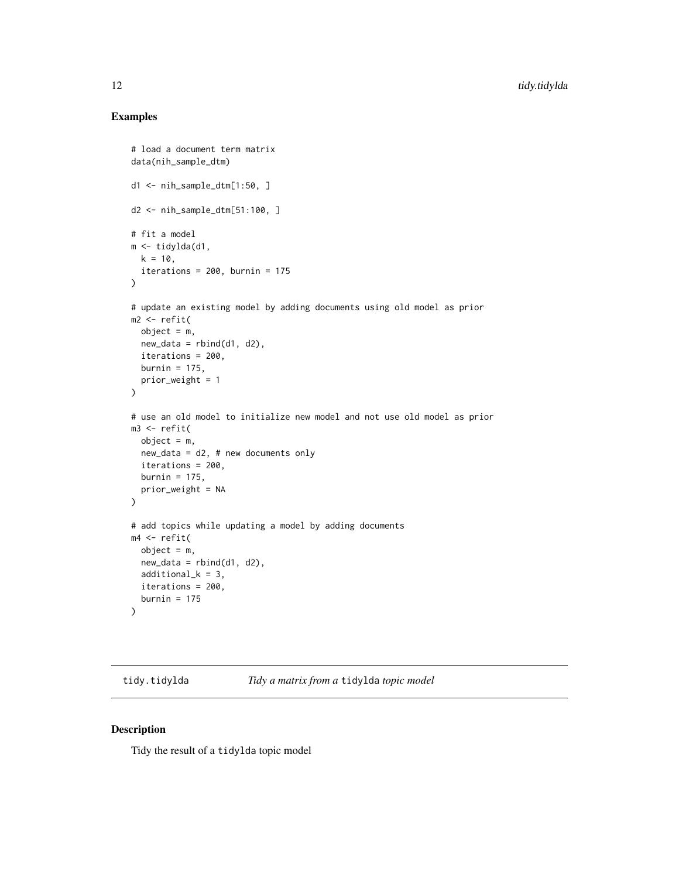## Examples

```
# load a document term matrix
data(nih_sample_dtm)

d1 <- nih_sample_dtm[1:50, ]

d2 <- nih_sample_dtm[51:100, ]

# fit a model
m <- tidylda(d1,
  k = 10,
  iterations = 200, burnin = 175
)

# update an existing model by adding documents using old model as prior
m2 <- refit(
  object = m,
  new_data = rbind(d1, d2),
  iterations = 200,
  burnin = 175,
  prior_weight = 1
)

# use an old model to initialize new model and not use old model as prior
m3 <- refit(
  object = m,
  new_data = d2, # new documents only
  iterations = 200,
  burnin = 175,
  prior_weight = NA
)

# add topics while updating a model by adding documents
m4 <- refit(
  object = m,
  new_data = rbind(d1, d2),
  additional_k = 3,
  iterations = 200,
  burnin = 175
)
```

---

# tidy.tidylda — *Tidy a matrix from a* `tidylda` *topic model*

---

## Description

Tidy the result of a `tidylda` topic model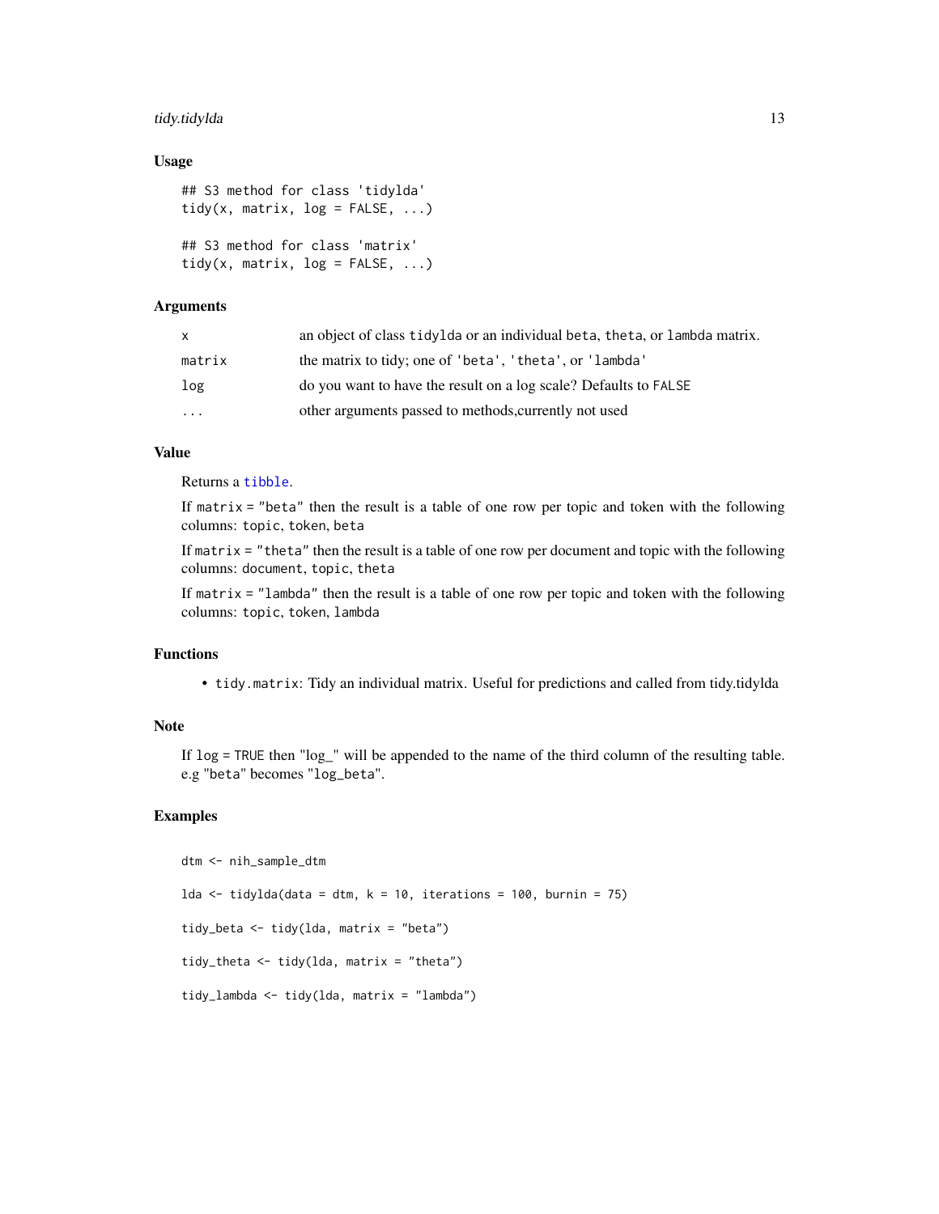### Usage

```
## S3 method for class 'tidylda'
tidy(x, matrix, log = FALSE, ...)

## S3 method for class 'matrix'
tidy(x, matrix, log = FALSE, ...)
```

### Arguments

| | |
|---|---|
| x | an object of class tidylda or an individual beta, theta, or lambda matrix. |
| matrix | the matrix to tidy; one of 'beta', 'theta', or 'lambda' |
| log | do you want to have the result on a log scale? Defaults to FALSE |
| ... | other arguments passed to methods,currently not used |

### Value

Returns a tibble.

If matrix = "beta" then the result is a table of one row per topic and token with the following columns: topic, token, beta

If matrix = "theta" then the result is a table of one row per document and topic with the following columns: document, topic, theta

If matrix = "lambda" then the result is a table of one row per topic and token with the following columns: topic, token, lambda

### Functions

- tidy.matrix: Tidy an individual matrix. Useful for predictions and called from tidy.tidylda

### Note

If log = TRUE then "log_" will be appended to the name of the third column of the resulting table. e.g "beta" becomes "log_beta".

### Examples

```
dtm <- nih_sample_dtm

lda <- tidylda(data = dtm, k = 10, iterations = 100, burnin = 75)

tidy_beta <- tidy(lda, matrix = "beta")

tidy_theta <- tidy(lda, matrix = "theta")

tidy_lambda <- tidy(lda, matrix = "lambda")
```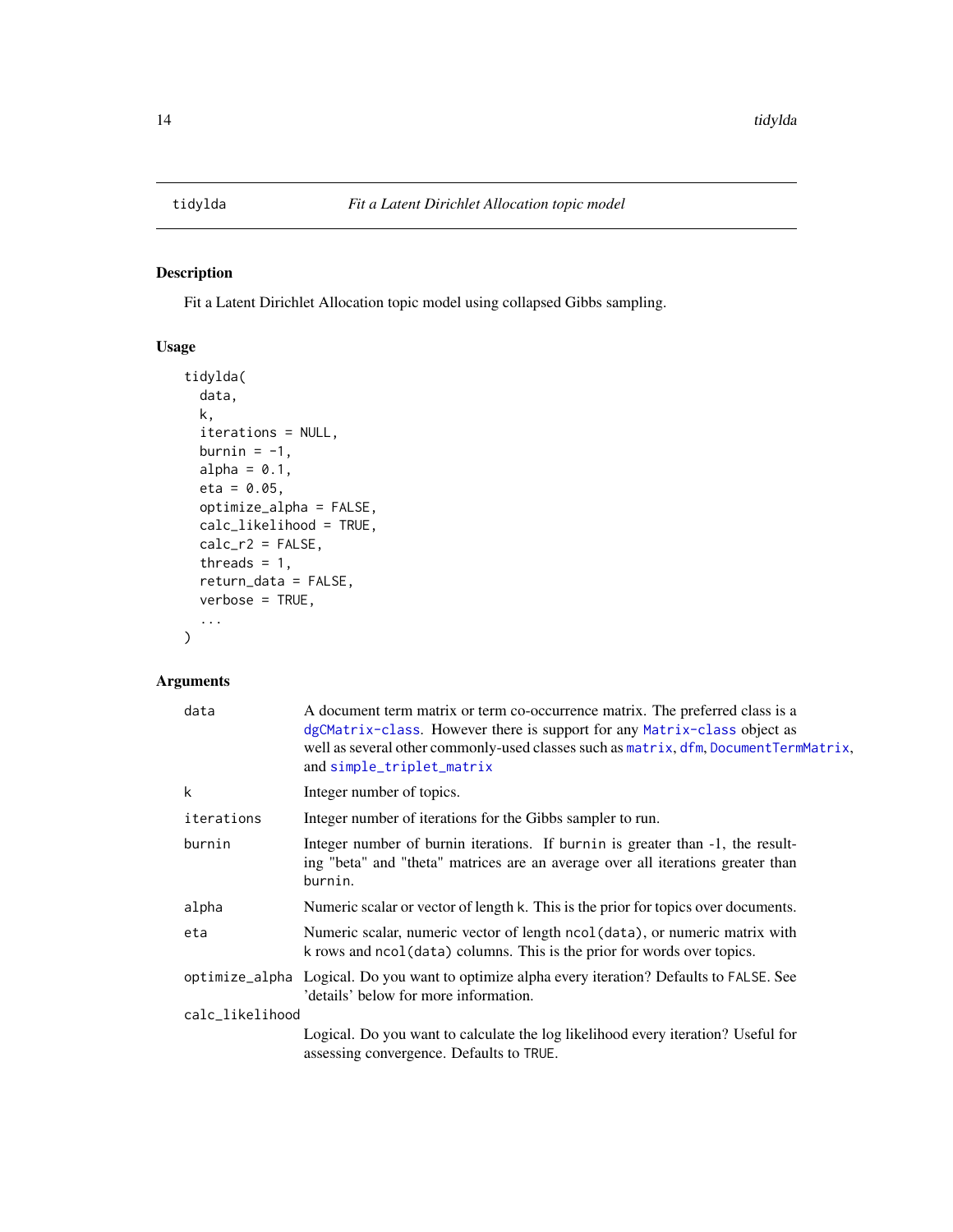## tidylda — *Fit a Latent Dirichlet Allocation topic model*

### Description

Fit a Latent Dirichlet Allocation topic model using collapsed Gibbs sampling.

### Usage

```
tidylda(
  data,
  k,
  iterations = NULL,
  burnin = -1,
  alpha = 0.1,
  eta = 0.05,
  optimize_alpha = FALSE,
  calc_likelihood = TRUE,
  calc_r2 = FALSE,
  threads = 1,
  return_data = FALSE,
  verbose = TRUE,
  ...
)
```

### Arguments

| Argument | Description |
|---|---|
| `data` | A document term matrix or term co-occurrence matrix. The preferred class is a `dgCMatrix-class`. However there is support for any `Matrix-class` object as well as several other commonly-used classes such as `matrix`, `dfm`, `DocumentTermMatrix`, and `simple_triplet_matrix` |
| `k` | Integer number of topics. |
| `iterations` | Integer number of iterations for the Gibbs sampler to run. |
| `burnin` | Integer number of burnin iterations. If `burnin` is greater than -1, the resulting "beta" and "theta" matrices are an average over all iterations greater than `burnin`. |
| `alpha` | Numeric scalar or vector of length k. This is the prior for topics over documents. |
| `eta` | Numeric scalar, numeric vector of length `ncol(data)`, or numeric matrix with `k` rows and `ncol(data)` columns. This is the prior for words over topics. |
| `optimize_alpha` | Logical. Do you want to optimize alpha every iteration? Defaults to `FALSE`. See 'details' below for more information. |
| `calc_likelihood` | Logical. Do you want to calculate the log likelihood every iteration? Useful for assessing convergence. Defaults to `TRUE`. |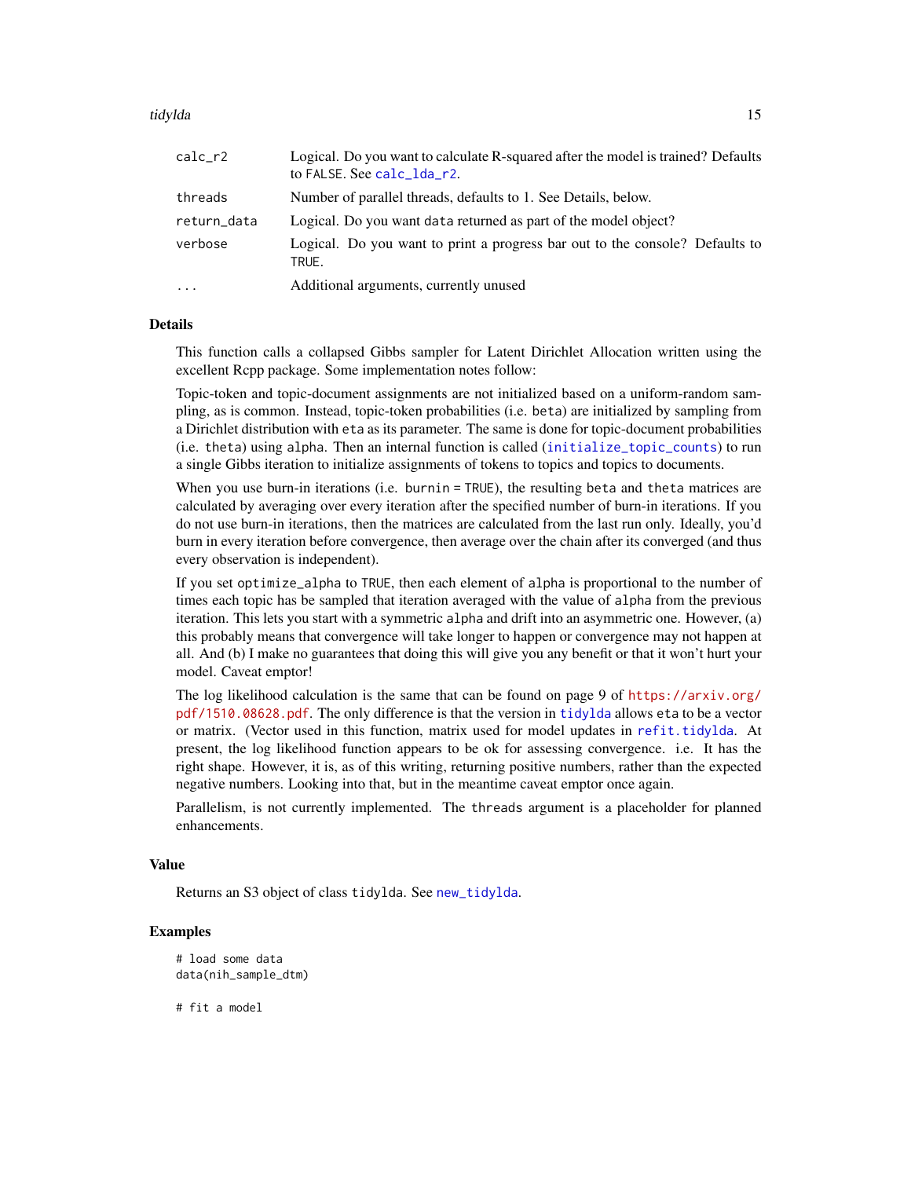| | |
|---|---|
| calc_r2 | Logical. Do you want to calculate R-squared after the model is trained? Defaults to FALSE. See calc_lda_r2. |
| threads | Number of parallel threads, defaults to 1. See Details, below. |
| return_data | Logical. Do you want data returned as part of the model object? |
| verbose | Logical. Do you want to print a progress bar out to the console? Defaults to TRUE. |
| ... | Additional arguments, currently unused |

## Details

This function calls a collapsed Gibbs sampler for Latent Dirichlet Allocation written using the excellent Rcpp package. Some implementation notes follow:

Topic-token and topic-document assignments are not initialized based on a uniform-random sampling, as is common. Instead, topic-token probabilities (i.e. beta) are initialized by sampling from a Dirichlet distribution with eta as its parameter. The same is done for topic-document probabilities (i.e. theta) using alpha. Then an internal function is called (initialize_topic_counts) to run a single Gibbs iteration to initialize assignments of tokens to topics and topics to documents.

When you use burn-in iterations (i.e. burnin = TRUE), the resulting beta and theta matrices are calculated by averaging over every iteration after the specified number of burn-in iterations. If you do not use burn-in iterations, then the matrices are calculated from the last run only. Ideally, you'd burn in every iteration before convergence, then average over the chain after its converged (and thus every observation is independent).

If you set optimize_alpha to TRUE, then each element of alpha is proportional to the number of times each topic has be sampled that iteration averaged with the value of alpha from the previous iteration. This lets you start with a symmetric alpha and drift into an asymmetric one. However, (a) this probably means that convergence will take longer to happen or convergence may not happen at all. And (b) I make no guarantees that doing this will give you any benefit or that it won't hurt your model. Caveat emptor!

The log likelihood calculation is the same that can be found on page 9 of https://arxiv.org/pdf/1510.08628.pdf. The only difference is that the version in tidylda allows eta to be a vector or matrix. (Vector used in this function, matrix used for model updates in refit.tidylda. At present, the log likelihood function appears to be ok for assessing convergence. i.e. It has the right shape. However, it is, as of this writing, returning positive numbers, rather than the expected negative numbers. Looking into that, but in the meantime caveat emptor once again.

Parallelism, is not currently implemented. The threads argument is a placeholder for planned enhancements.

## Value

Returns an S3 object of class tidylda. See new_tidylda.

## Examples

```
# load some data
data(nih_sample_dtm)

# fit a model
```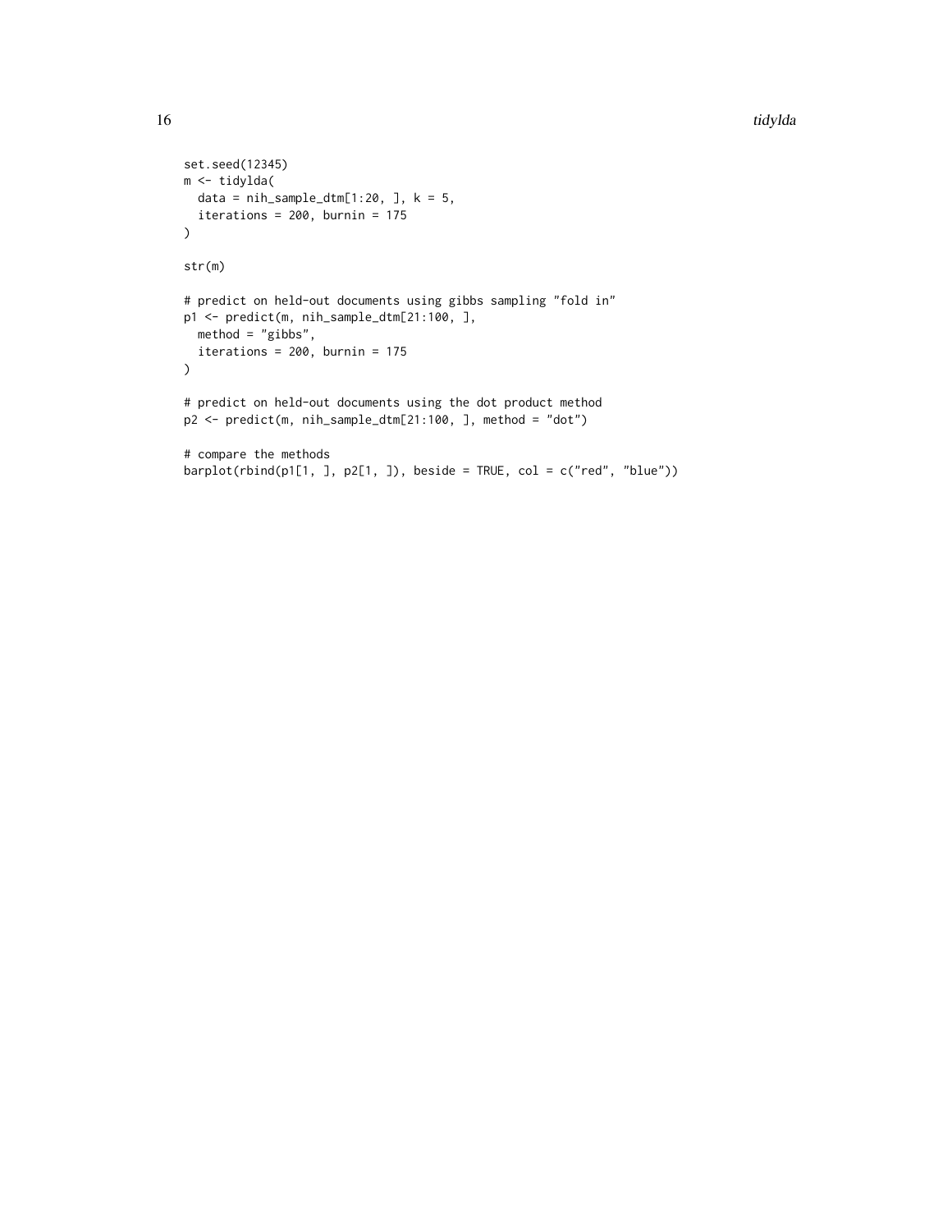```
set.seed(12345)
m <- tidylda(
  data = nih_sample_dtm[1:20, ], k = 5,
  iterations = 200, burnin = 175
)

str(m)

# predict on held-out documents using gibbs sampling "fold in"
p1 <- predict(m, nih_sample_dtm[21:100, ],
  method = "gibbs",
  iterations = 200, burnin = 175
)

# predict on held-out documents using the dot product method
p2 <- predict(m, nih_sample_dtm[21:100, ], method = "dot")

# compare the methods
barplot(rbind(p1[1, ], p2[1, ]), beside = TRUE, col = c("red", "blue"))
```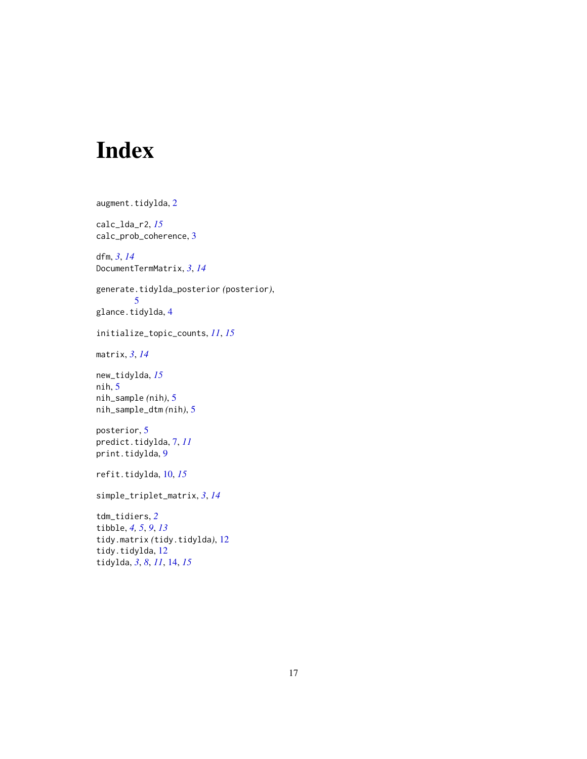# Index

augment.tidylda, 2

calc_lda_r2, *15*
calc_prob_coherence, 3

dfm, *3*, *14*
DocumentTermMatrix, *3*, *14*

generate.tidylda_posterior *(*posterior*)*, 5
glance.tidylda, 4

initialize_topic_counts, *11*, *15*

matrix, *3*, *14*

new_tidylda, *15*
nih, 5
nih_sample *(*nih*)*, 5
nih_sample_dtm *(*nih*)*, 5

posterior, 5
predict.tidylda, 7, *11*
print.tidylda, 9

refit.tidylda, 10, *15*

simple_triplet_matrix, *3*, *14*

tdm_tidiers, *2*
tibble, *4*, *5*, *9*, *13*
tidy.matrix *(*tidy.tidylda*)*, 12
tidy.tidylda, 12
tidylda, *3*, *8*, *11*, 14, *15*